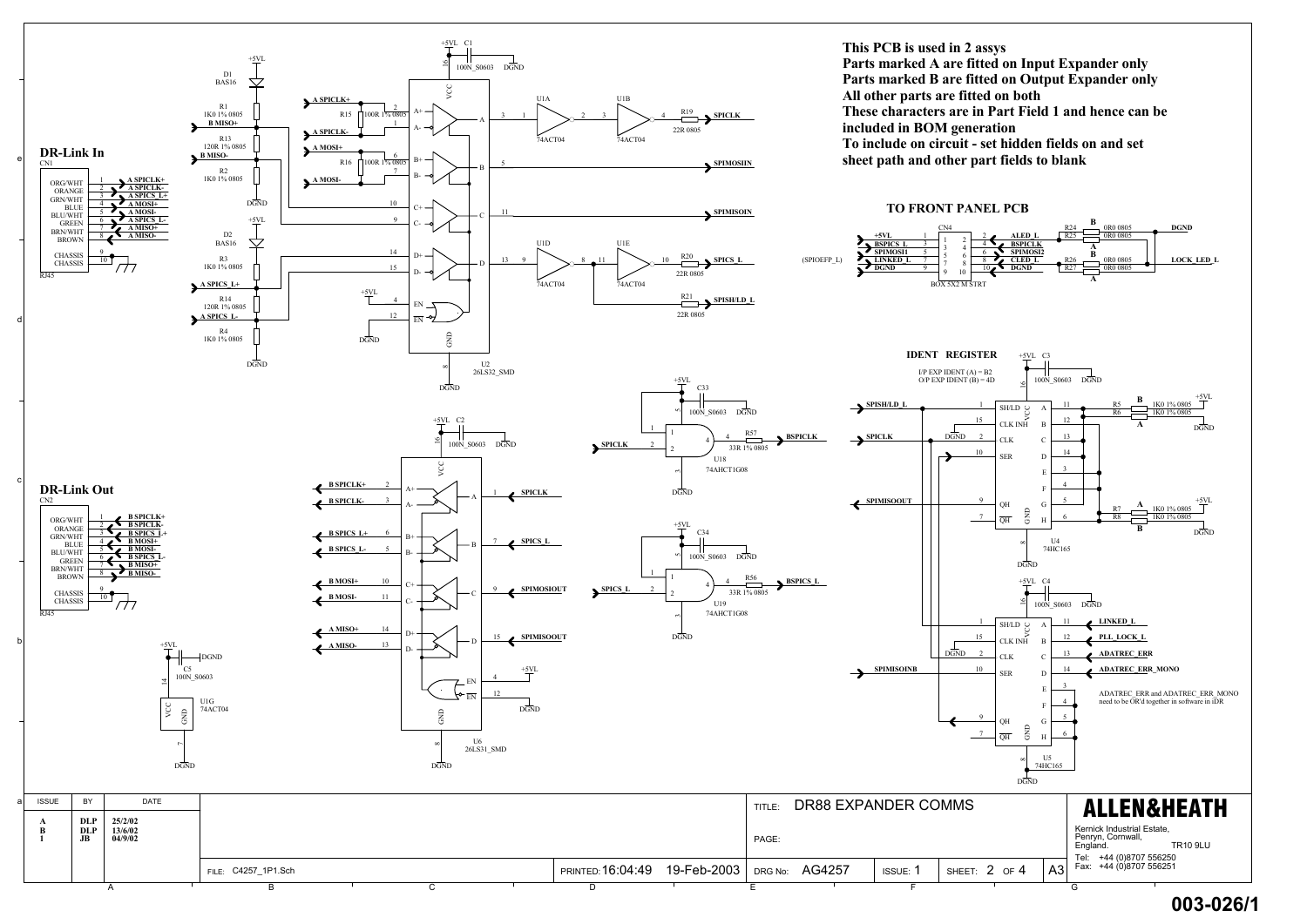This PCB is used in 2 assys
Parts marked A are fitted on Input Expander only
Parts marked B are fitted on Output Expander only
All other parts are fitted on both
These characters are in Part Field 1 and hence can be included in BOM generation
To include on circuit - set hidden fields on and set sheet path and other part fields to blank

## DR-Link In

CN1 (RJ45)

| Pin | Wire | Signal |
|---|---|---|
| 1 | ORG/WHT | A SPICLK+ |
| 2 | ORANGE | A SPICLK- |
| 3 | GRN/WHT | A SPICS_L+ |
| 4 | BLUE | A MOSI+ |
| 5 | BLU/WHT | A MOSI- |
| 6 | GREEN | A SPICS_L- |
| 7 | BRN/WHT | A MISO+ |
| 8 | BROWN | A MISO- |
| 9 | CHASSIS | |
| 10 | CHASSIS | |

## DR-Link Out

CN2 (RJ45)

| Pin | Wire | Signal |
|---|---|---|
| 1 | ORG/WHT | B SPICLK+ |
| 2 | ORANGE | B SPICLK- |
| 3 | GRN/WHT | B SPICS_L+ |
| 4 | BLUE | B MOSI+ |
| 5 | BLU/WHT | B MOSI- |
| 6 | GREEN | B SPICS_L- |
| 7 | BRN/WHT | B MISO+ |
| 8 | BROWN | B MISO- |
| 9 | CHASSIS | |
| 10 | CHASSIS | |

D1 BAS16, R1 1K0 1% 0805, B MISO+, R13 120R 1% 0805, B MISO-, R2 1K0 1% 0805, DGND, +5VL

D2 BAS16, R3 1K0 1% 0805, A SPICS_L+, R14 120R 1% 0805, A SPICS_L-, R4 1K0 1% 0805, DGND

A SPICLK+, A SPICLK-, R15 100R 1% 0805, A MOSI+, A MOSI-, R16 100R 1% 0805

U2 26LS32_SMD (+5VL, C1 100N_S0603, DGND, VCC 16, GND 8; EN 4 +5VL, EN 12 DGND)

U1A 74ACT04, U1B 74ACT04, R19 22R 0805 → SPICLK

SPIMOSIIN, SPIMISOIN

U1D 74ACT04, U1E 74ACT04, R20 22R 0805 → SPICS_L; R21 22R 0805 → SPISH/LD_L

U6 26LS31_SMD (+5VL, C2 100N_S0603, DGND): B SPICLK+ / B SPICLK- ← SPICLK; B SPICS_L+ / B SPICS_L- ← SPICS_L; B MOSI+ / B MOSI- ← SPIMOSIOUT; A MISO+ / A MISO- ← SPIMISOOUT; EN 4 +5VL, EN 12 DGND

U18 74AHCT1G08 (+5VL, C33 100N_S0603, DGND): SPICLK → R57 33R 1% 0805 → BSPICLK

U19 74AHCT1G08 (+5VL, C34 100N_S0603, DGND): SPICS_L → R56 33R 1% 0805 → BSPICS_L

U1G 74ACT04 (+5VL, C5 100N_S0603, DGND)

## TO FRONT PANEL PCB

CN4 BOX 5X2 M STRT (SPIOEFP_L)

| Pin | Signal | Pin | Signal |
|---|---|---|---|
| 1 | +5VL | 2 | ALED_L |
| 3 | BSPICS_L | 4 | BSPICLK |
| 5 | SPIMOSI1 | 6 | SPIMOSI2 |
| 7 | LINKED_L | 8 | CLED_L |
| 9 | DGND | 10 | DGND |

R24 0R0 0805 (B), R25 0R0 0805 → DGND; R26 0R0 0805 (B), R27 0R0 0805 (A) → LOCK_LED_L

## IDENT REGISTER

I/P EXP IDENT (A) = B2
O/P EXP IDENT (B) = 4D

U4 74HC165 (+5VL, C3 100N_S0603, DGND): SPISH/LD_L, SPICLK, SPIMISOOUT; R5 1K0 1% 0805 (B), R6 1K0 1% 0805 (A), R7 1K0 1% 0805 (A), R8 1K0 1% 0805 (B), +5VL, DGND

U5 74HC165 (+5VL, C4 100N_S0603, DGND): SPIMISOINB; inputs LINKED_L, PLL_LOCK_L, ADATREC_ERR, ADATREC_ERR_MONO

ADATREC_ERR and ADATREC_ERR_MONO need to be OR'd together in software in iDR

| ISSUE | BY | DATE |
|---|---|---|
| A | DLP | 25/2/02 |
| B | DLP | 13/6/02 |
| 1 | JB | 04/9/02 |

TITLE: DR88 EXPANDER COMMS

FILE: C4257_1P1.Sch | PRINTED: 16:04:49 19-Feb-2003 | DRG No: AG4257 | ISSUE: 1 | SHEET: 2 OF 4 | A3

ALLEN&HEATH
Kernick Industrial Estate, Penryn, Cornwall, England. TR10 9LU
Tel: +44 (0)8707 556250
Fax: +44 (0)8707 556251

003-026/1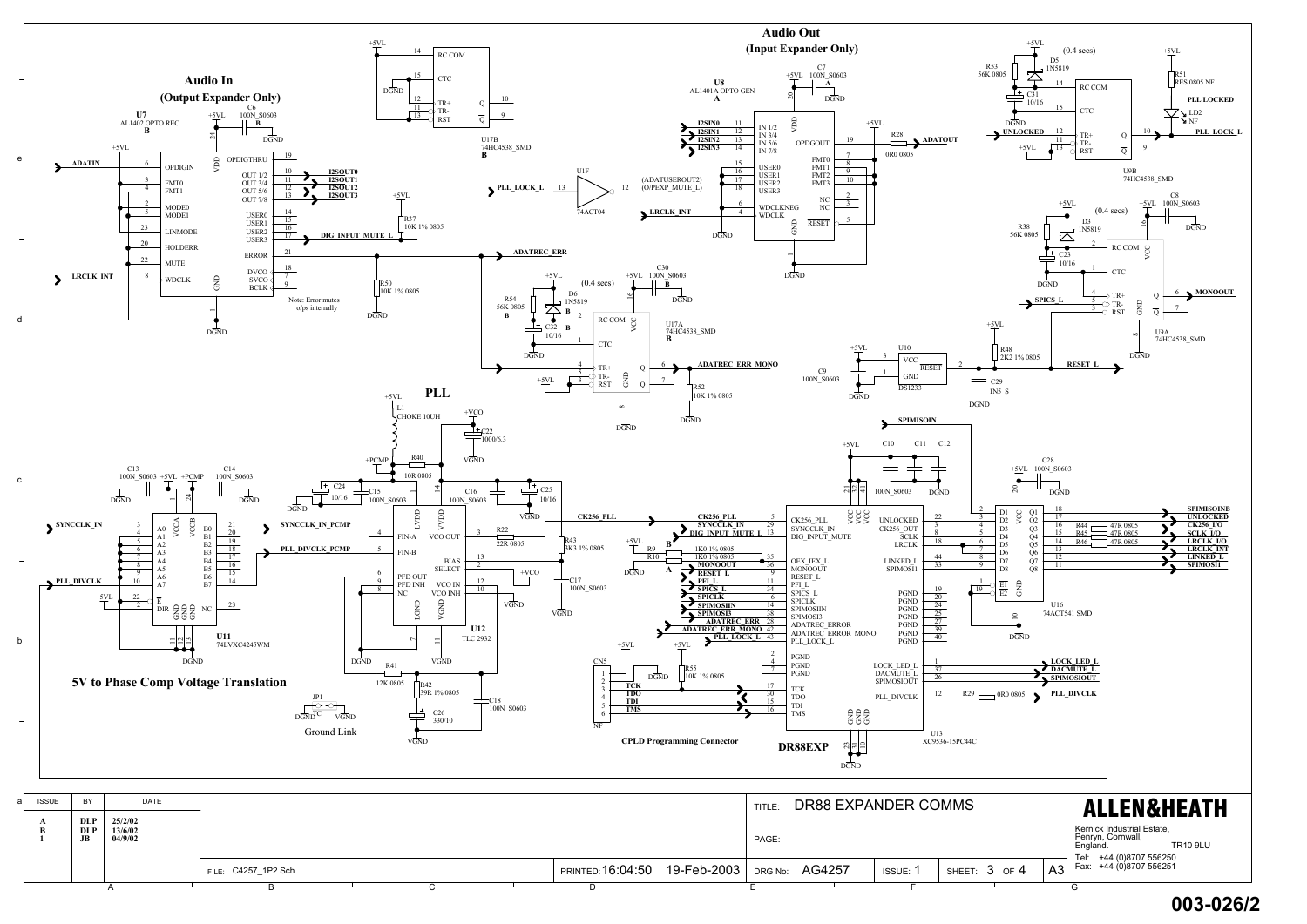## Audio In
### (Output Expander Only)

## Audio Out
### (Input Expander Only)

## PLL

**5V to Phase Comp Voltage Translation**

Ground Link

Note: Error mutes o/ps internally

**CPLD Programming Connector**

**DR88EXP**

| ISSUE | BY | DATE |
|---|---|---|
| A | DLP | 25/2/02 |
| B | DLP | 13/6/02 |
| 1 | JB | 04/9/02 |

TITLE: DR88 EXPANDER COMMS

PAGE:

FILE: C4257_1P2.Sch

PRINTED: 16:04:50 19-Feb-2003

DRG No: AG4257

ISSUE: 1

SHEET: 3 OF 4

A3

**ALLEN&HEATH**

Kernick Industrial Estate, Penryn, Cornwall, England. TR10 9LU

Tel: +44 (0)8707 556250
Fax: +44 (0)8707 556251

**003-026/2**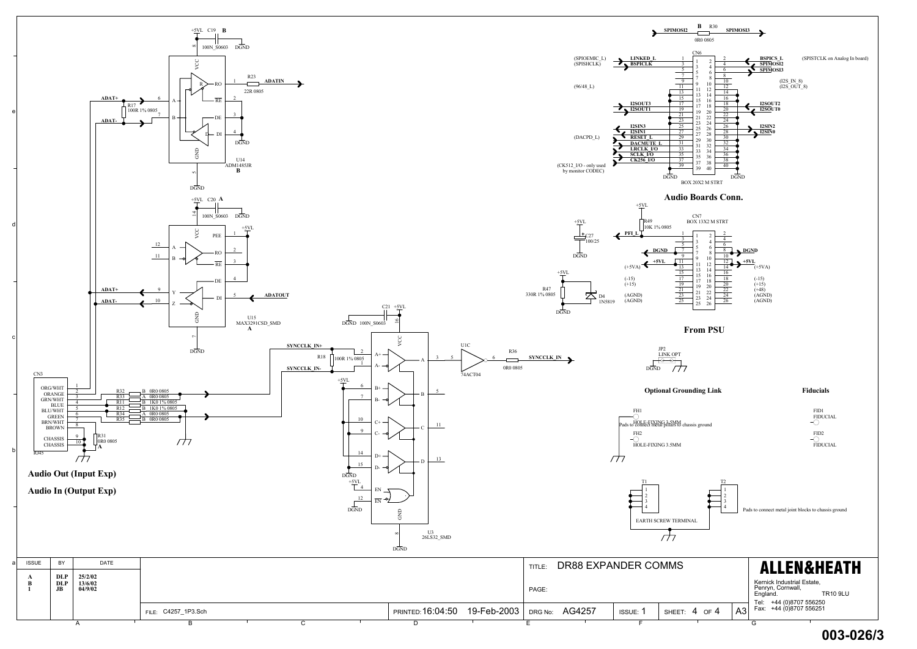## Audio Out (Input Exp)

## Audio In (Output Exp)

## Audio Boards Conn.

CN6 — BOX 20X2 M STRT

| Left signal | Pin | Pin | Right signal |
|---|---|---|---|
| (SPIOEMIC_L) LINKED_L | 1 | 2 | BSPICS_L (SPISTCLK on Analog In board) |
| (SPISHCLK) BSPICLK | 3 | 4 | SPIMOSI2 |
| | 5 | 6 | SPIMOSI3 |
| | 7 | 8 | |
| | 9 | 10 | (I2S_IN_8) |
| (96/48_L) | 11 | 12 | (I2S_OUT_8) |
| | 13 | 14 | |
| | 15 | 16 | |
| I2SOUT3 | 17 | 18 | I2SOUT2 |
| I2SOUT1 | 19 | 20 | I2SOUT0 |
| | 21 | 22 | |
| | 23 | 24 | |
| I2SIN3 | 25 | 26 | I2SIN2 |
| I2SIN1 | 27 | 28 | I2SIN0 |
| (DACPD_L) RESET_L | 29 | 30 | |
| DACMUTE_L | 31 | 32 | |
| LRCLK_I/O | 33 | 34 | |
| SCLK_I/O | 35 | 36 | |
| (CK512_I/O - only used by monitor CODEC) CK256_I/O | 37 | 38 | |
| | 39 | 40 | |

SPIMOSI2 — R30 0R0 0805 (B) — SPIMOSI3

## From PSU

CN7 — BOX 13X2 M STRT

| Left signal | Pin | Pin | Right signal |
|---|---|---|---|
| PFI_L | 1 | 2 | |
| | 3 | 4 | |
| | 5 | 6 | |
| DGND | 7 | 8 | DGND |
| | 9 | 10 | |
| +5VL | 11 | 12 | +5VL |
| (+5VA) | 13 | 14 | (+5VA) |
| | 15 | 16 | |
| (-15) | 17 | 18 | (-15) |
| (+15) | 19 | 20 | (+15) |
| | 21 | 22 | (+48) |
| (AGND) | 23 | 24 | (AGND) |
| (AGND) | 25 | 26 | (AGND) |

R49 10K 1% 0805; C27 100/25; R47 330R 1% 0805; D4 1N5819

## Optional Grounding Link

JP2 LINK OPT — DGND

## Fiducials

FID1 FIDUCIAL, FID2 FIDUCIAL

FH1 HOLE-FIXING 3.5MM, FH2 HOLE-FIXING 3.5MM — Pads to connect metal pillars to chassis ground

T1, T2 EARTH SCREW TERMINAL — Pads to connect metal joint blocks to chassis ground

Components: U14 ADM1485JR (B), C19 100N_S0603 (B), R17 100R 1% 0805, R23 22R 0805 (ADATIN); U15 MAX3291CSD_SMD (A), C20 100N_S0603 (A) (ADATOUT, ADAT+, ADAT-); U3 26LS32_SMD, C21 100N_S0603, R18 100R 1% 0805 (SYNCCLK_IN+, SYNCCLK_IN-); U1C 74ACT04, R36 0R0 0805 (SYNCCLK_IN); CN3 RJ45 (ORG/WHT, ORANGE, GRN/WHT, BLUE, BLU/WHT, GREEN, BRN/WHT, BROWN, CHASSIS, CHASSIS); R32 B 0R0 0805, R33 A 0R0 0805, R11 B 1K0 1% 0805, R12 B 1K0 1% 0805, R34 A 0R0 0805, R35 B 0R0 0805, R31 0R0 0805 A.

| ISSUE | BY | DATE |
|---|---|---|
| A | DLP | 25/2/02 |
| B | DLP | 13/6/02 |
| 1 | JB | 04/9/02 |

TITLE: DR88 EXPANDER COMMS

FILE: C4257_1P3.Sch — PRINTED: 16:04:50 19-Feb-2003 — DRG No: AG4257 — ISSUE: 1 — SHEET: 4 OF 4 — A3

ALLEN&HEATH — Kernick Industrial Estate, Penryn, Cornwall, England. TR10 9LU — Tel: +44 (0)8707 556250 — Fax: +44 (0)8707 556251

003-026/3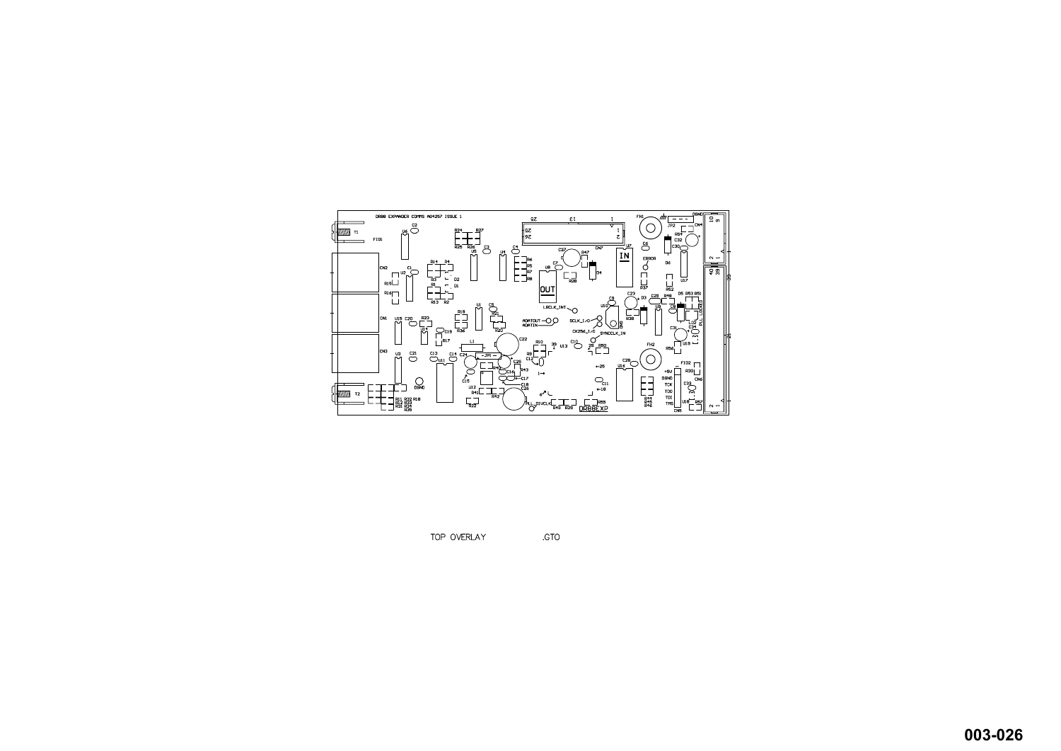DR88 EXPANDER COMMS A04257 ISSUE 1

TOP OVERLAY .GTO

003-026